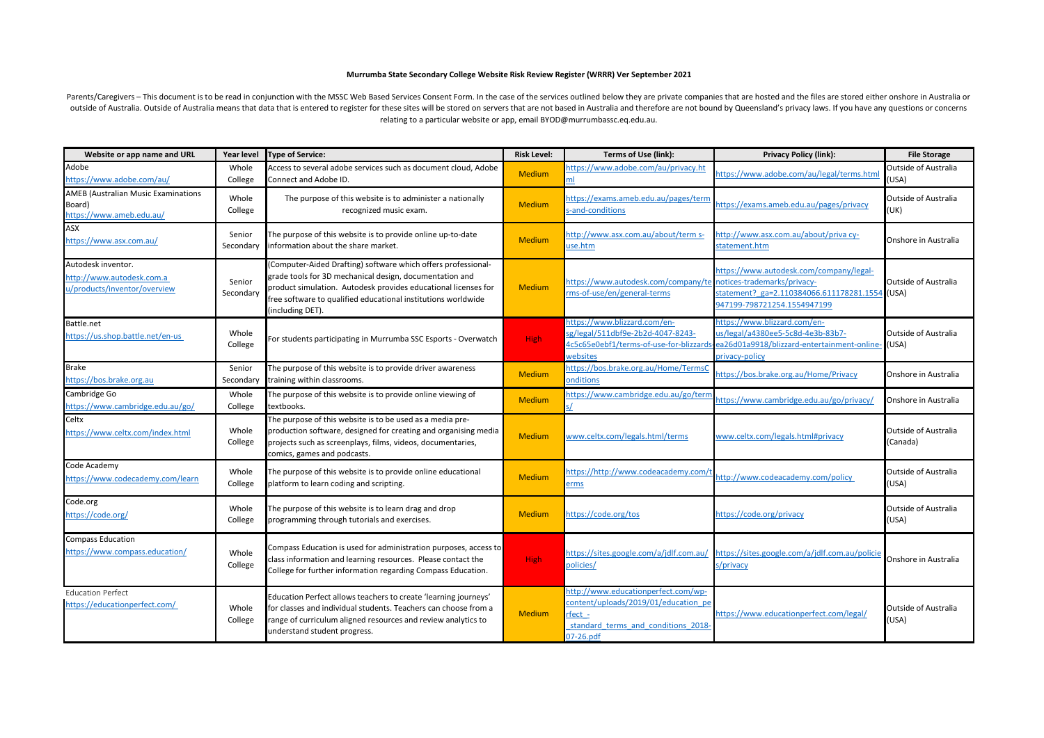**Murrumba State Secondary College Website Risk Review Register (WRRR) Ver September 2021**

Parents/Caregivers – This document is to be read in conjunction with the MSSC Web Based Services Consent Form. In the case of the services outlined below they are private companies that are hosted and the files are stored either onshore in Australia or outside of Australia. Outside of Australia means that data that is entered to register for these sites will be stored on servers that are not based in Australia and therefore are not bound by Queensland's privacy laws. If you have any questions or concerns relating to a particular website or app, email BYOD@murrumbassc.eq.edu.au.

| Website or app name and URL | Year level | Type of Service: | Risk Level: | Terms of Use (link): | Privacy Policy (link): | File Storage |
|---|---|---|---|---|---|---|
| Adobe https://www.adobe.com/au/ | Whole College | Access to several adobe services such as document cloud, Adobe Connect and Adobe ID. | Medium | https://www.adobe.com/au/privacy.html | https://www.adobe.com/au/legal/terms.html | Outside of Australia (USA) |
| AMEB (Australian Music Examinations Board) https://www.ameb.edu.au/ | Whole College | The purpose of this website is to administer a nationally recognized music exam. | Medium | https://exams.ameb.edu.au/pages/terms-and-conditions | https://exams.ameb.edu.au/pages/privacy | Outside of Australia (UK) |
| ASX https://www.asx.com.au/ | Senior Secondary | The purpose of this website is to provide online up-to-date information about the share market. | Medium | http://www.asx.com.au/about/term s-use.htm | http://www.asx.com.au/about/priva cy-statement.htm | Onshore in Australia |
| Autodesk inventor. http://www.autodesk.com.a u/products/inventor/overview | Senior Secondary | (Computer-Aided Drafting) software which offers professional-grade tools for 3D mechanical design, documentation and product simulation. Autodesk provides educational licenses for free software to qualified educational institutions worldwide (including DET). | Medium | https://www.autodesk.com/company/terms-of-use/en/general-terms | https://www.autodesk.com/company/legal-notices-trademarks/privacy-statement?_ga=2.110384066.611178281.1554947199-798721254.1554947199 | Outside of Australia (USA) |
| Battle.net https://us.shop.battle.net/en-us | Whole College | For students participating in Murrumba SSC Esports - Overwatch | High | https://www.blizzard.com/en-sg/legal/511dbf9e-2b2d-4047-8243-4c5c65e0ebf1/terms-of-use-for-blizzards-websites | https://www.blizzard.com/en-us/legal/a4380ee5-5c8d-4e3b-83b7-ea26d01a9918/blizzard-entertainment-online-privacy-policy | Outside of Australia (USA) |
| Brake https://bos.brake.org.au | Senior Secondary | The purpose of this website is to provide driver awareness training within classrooms. | Medium | https://bos.brake.org.au/Home/TermsConditions | https://bos.brake.org.au/Home/Privacy | Onshore in Australia |
| Cambridge Go https://www.cambridge.edu.au/go/ | Whole College | The purpose of this website is to provide online viewing of textbooks. | Medium | https://www.cambridge.edu.au/go/terms/ | https://www.cambridge.edu.au/go/privacy/ | Onshore in Australia |
| Celtx https://www.celtx.com/index.html | Whole College | The purpose of this website is to be used as a media pre-production software, designed for creating and organising media projects such as screenplays, films, videos, documentaries, comics, games and podcasts. | Medium | www.celtx.com/legals.html/terms | www.celtx.com/legals.html#privacy | Outside of Australia (Canada) |
| Code Academy https://www.codecademy.com/learn | Whole College | The purpose of this website is to provide online educational platform to learn coding and scripting. | Medium | https://http://www.codeacademy.com/terms | http://www.codeacademy.com/policy | Outside of Australia (USA) |
| Code.org https://code.org/ | Whole College | The purpose of this website is to learn drag and drop programming through tutorials and exercises. | Medium | https://code.org/tos | https://code.org/privacy | Outside of Australia (USA) |
| Compass Education https://www.compass.education/ | Whole College | Compass Education is used for administration purposes, access to class information and learning resources. Please contact the College for further information regarding Compass Education. | High | https://sites.google.com/a/jdlf.com.au/policies/ | https://sites.google.com/a/jdlf.com.au/policies/privacy | Onshore in Australia |
| Education Perfect https://educationperfect.com/ | Whole College | Education Perfect allows teachers to create 'learning journeys' for classes and individual students. Teachers can choose from a range of curriculum aligned resources and review analytics to understand student progress. | Medium | http://www.educationperfect.com/wp-content/uploads/2019/01/education_perfect_-_standard_terms_and_conditions_2018-07-26.pdf | https://www.educationperfect.com/legal/ | Outside of Australia (USA) |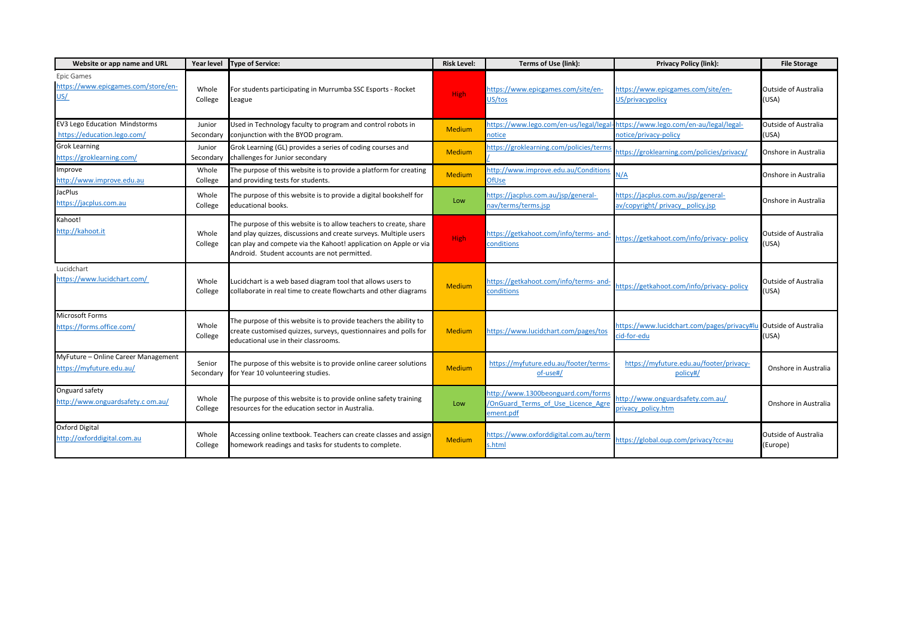| Website or app name and URL | Year level | Type of Service: | Risk Level: | Terms of Use (link): | Privacy Policy (link): | File Storage |
|---|---|---|---|---|---|---|
| Epic Games https://www.epicgames.com/store/en-US/ | Whole College | For students participating in Murrumba SSC Esports - Rocket League | High | https://www.epicgames.com/site/en-US/tos | https://www.epicgames.com/site/en-US/privacypolicy | Outside of Australia (USA) |
| EV3 Lego Education Mindstorms https://education.lego.com/ | Junior Secondary | Used in Technology faculty to program and control robots in conjunction with the BYOD program. | Medium | https://www.lego.com/en-us/legal/legal-notice | https://www.lego.com/en-au/legal/legal-notice/privacy-policy | Outside of Australia (USA) |
| Grok Learning https://groklearning.com/ | Junior Secondary | Grok Learning (GL) provides a series of coding courses and challenges for Junior secondary | Medium | https://groklearning.com/policies/terms/ | https://groklearning.com/policies/privacy/ | Onshore in Australia |
| Improve http://www.improve.edu.au | Whole College | The purpose of this website is to provide a platform for creating and providing tests for students. | Medium | http://www.improve.edu.au/ConditionsOfUse | N/A | Onshore in Australia |
| JacPlus https://jacplus.com.au | Whole College | The purpose of this website is to provide a digital bookshelf for educational books. | Low | https://jacplus.com.au/jsp/general-nav/terms/terms.jsp | https://jacplus.com.au/jsp/general-av/copyright/ privacy_ policy.jsp | Onshore in Australia |
| Kahoot! http://kahoot.it | Whole College | The purpose of this website is to allow teachers to create, share and play quizzes, discussions and create surveys. Multiple users can play and compete via the Kahoot! application on Apple or via Android. Student accounts are not permitted. | High | https://getkahoot.com/info/terms- and-conditions | https://getkahoot.com/info/privacy- policy | Outside of Australia (USA) |
| Lucidchart https://www.lucidchart.com/ | Whole College | Lucidchart is a web based diagram tool that allows users to collaborate in real time to create flowcharts and other diagrams | Medium | https://getkahoot.com/info/terms- and-conditions | https://getkahoot.com/info/privacy- policy | Outside of Australia (USA) |
| Microsoft Forms https://forms.office.com/ | Whole College | The purpose of this website is to provide teachers the ability to create customised quizzes, surveys, questionnaires and polls for educational use in their classrooms. | Medium | https://www.lucidchart.com/pages/tos | https://www.lucidchart.com/pages/privacy#lucid-for-edu | Outside of Australia (USA) |
| MyFuture – Online Career Management https://myfuture.edu.au/ | Senior Secondary | The purpose of this website is to provide online career solutions for Year 10 volunteering studies. | Medium | https://myfuture.edu.au/footer/terms-of-use#/ | https://myfuture.edu.au/footer/privacy-policy#/ | Onshore in Australia |
| Onguard safety http://www.onguardsafety.c om.au/ | Whole College | The purpose of this website is to provide online safety training resources for the education sector in Australia. | Low | http://www.1300beonguard.com/forms/OnGuard_Terms_of_Use_Licence_Agreement.pdf | http://www.onguardsafety.com.au/ privacy_policy.htm | Onshore in Australia |
| Oxford Digital http://oxforddigital.com.au | Whole College | Accessing online textbook. Teachers can create classes and assign homework readings and tasks for students to complete. | Medium | https://www.oxforddigital.com.au/terms.html | https://global.oup.com/privacy?cc=au | Outside of Australia (Europe) |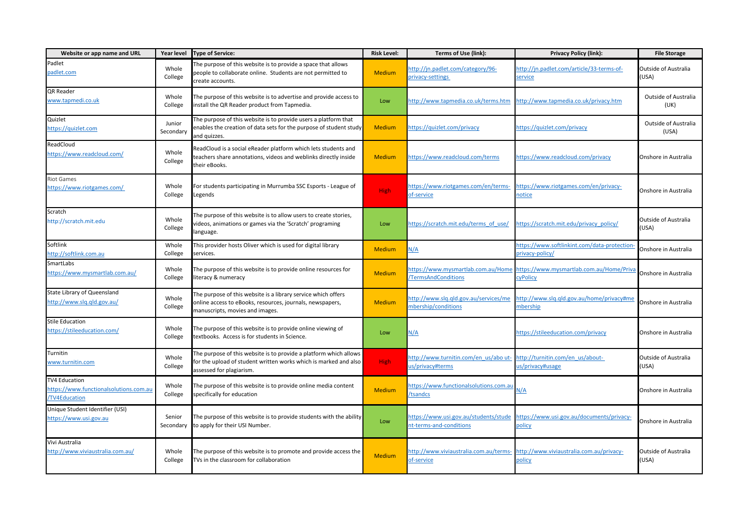| Website or app name and URL | Year level | Type of Service: | Risk Level: | Terms of Use (link): | Privacy Policy (link): | File Storage |
|---|---|---|---|---|---|---|
| Padlet padlet.com | Whole College | The purpose of this website is to provide a space that allows people to collaborate online. Students are not permitted to create accounts. | Medium | http://jn.padlet.com/category/96-privacy-settings | http://jn.padlet.com/article/33-terms-of-service | Outside of Australia (USA) |
| QR Reader www.tapmedi.co.uk | Whole College | The purpose of this website is to advertise and provide access to install the QR Reader product from Tapmedia. | Low | http://www.tapmedia.co.uk/terms.htm | http://www.tapmedia.co.uk/privacy.htm | Outside of Australia (UK) |
| Quizlet https://quizlet.com | Junior Secondary | The purpose of this website is to provide users a platform that enables the creation of data sets for the purpose of student study and quizzes. | Medium | https://quizlet.com/privacy | https://quizlet.com/privacy | Outside of Australia (USA) |
| ReadCloud https://www.readcloud.com/ | Whole College | ReadCloud is a social eReader platform which lets students and teachers share annotations, videos and weblinks directly inside their eBooks. | Medium | https://www.readcloud.com/terms | https://www.readcloud.com/privacy | Onshore in Australia |
| Riot Games https://www.riotgames.com/ | Whole College | For students participating in Murrumba SSC Esports - League of Legends | High | https://www.riotgames.com/en/terms-of-service | https://www.riotgames.com/en/privacy-notice | Onshore in Australia |
| Scratch http://scratch.mit.edu | Whole College | The purpose of this website is to allow users to create stories, videos, animations or games via the 'Scratch' programing language. | Low | https://scratch.mit.edu/terms_of_use/ | https://scratch.mit.edu/privacy_policy/ | Outside of Australia (USA) |
| Softlink http://softlink.com.au | Whole College | This provider hosts Oliver which is used for digital library services. | Medium | N/A | https://www.softlinkint.com/data-protection-privacy-policy/ | Onshore in Australia |
| SmartLabs https://www.mysmartlab.com.au/ | Whole College | The purpose of this website is to provide online resources for literacy & numeracy | Medium | https://www.mysmartlab.com.au/Home/TermsAndConditions | https://www.mysmartlab.com.au/Home/PrivacyPolicy | Onshore in Australia |
| State Library of Queensland http://www.slq.qld.gov.au/ | Whole College | The purpose of this website is a library service which offers online access to eBooks, resources, journals, newspapers, manuscripts, movies and images. | Medium | http://www.slq.qld.gov.au/services/membership/conditions | http://www.slq.qld.gov.au/home/privacy#membership | Onshore in Australia |
| Stile Education https://stileeducation.com/ | Whole College | The purpose of this website is to provide online viewing of textbooks. Access is for students in Science. | Low | N/A | https://stileeducation.com/privacy | Onshore in Australia |
| Turnitin www.turnitin.com | Whole College | The purpose of this website is to provide a platform which allows for the upload of student written works which is marked and also assessed for plagiarism. | High | http://www.turnitin.com/en_us/abo ut-us/privacy#terms | http://turnitin.com/en_us/about-us/privacy#usage | Outside of Australia (USA) |
| TV4 Education https://www.functionalsolutions.com.au/TV4Education | Whole College | The purpose of this website is to provide online media content specifically for education | Medium | https://www.functionalsolutions.com.au/tsandcs | N/A | Onshore in Australia |
| Unique Student Identifier (USI) https://www.usi.gov.au | Senior Secondary | The purpose of this website is to provide students with the ability to apply for their USI Number. | Low | https://www.usi.gov.au/students/student-terms-and-conditions | https://www.usi.gov.au/documents/privacy-policy | Onshore in Australia |
| Vivi Australia http://www.viviaustralia.com.au/ | Whole College | The purpose of this website is to promote and provide access the TVs in the classroom for collaboration | Medium | http://www.viviaustralia.com.au/terms-of-service | http://www.viviaustralia.com.au/privacy-policy | Outside of Australia (USA) |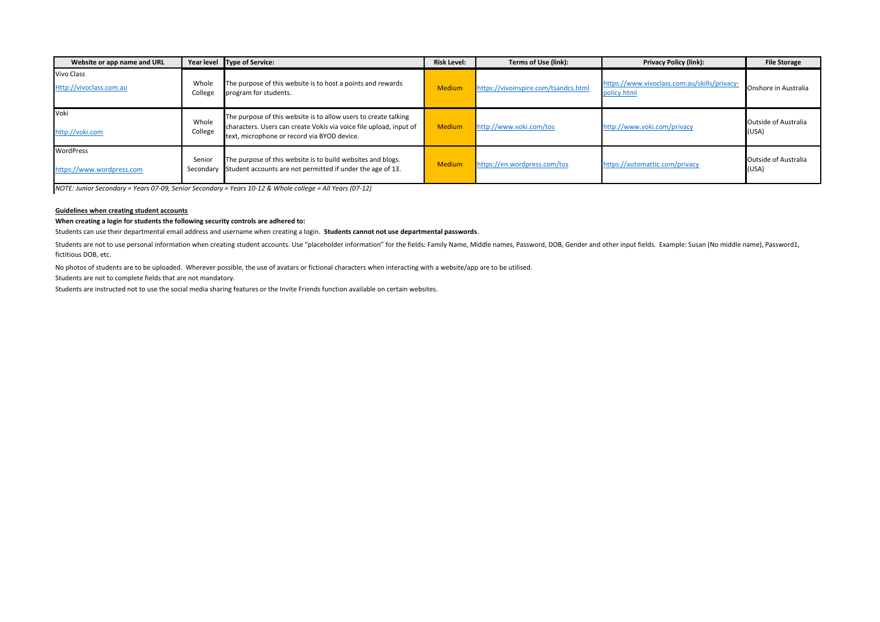| Website or app name and URL | Year level | Type of Service: | Risk Level: | Terms of Use (link): | Privacy Policy (link): | File Storage |
|---|---|---|---|---|---|---|
| Vivo Class<br>Http://vivoclass.com.au | Whole College | The purpose of this website is to host a points and rewards program for students. | Medium | https://vivoinspire.com/tsandcs.html | https://www.vivoclass.com.au/skills/privacy-policy.html | Onshore in Australia |
| Voki<br>http://voki.com | Whole College | The purpose of this website is to allow users to create talking characters. Users can create Vokis via voice file upload, input of text, microphone or record via BYOD device. | Medium | http://www.voki.com/tos | http://www.voki.com/privacy | Outside of Australia (USA) |
| WordPress<br>https://www.wordpress.com | Senior Secondary | The purpose of this website is to build websites and blogs. Student accounts are not permitted if under the age of 13. | Medium | https://en.wordpress.com/tos | https://automattic.com/privacy | Outside of Australia (USA) |

*NOTE: Junior Secondary = Years 07-09, Senior Secondary = Years 10-12 & Whole college = All Years (07-12)*

**Guidelines when creating student accounts**

**When creating a login for students the following security controls are adhered to:**

Students can use their departmental email address and username when creating a login. **Students cannot not use departmental passwords**.

Students are not to use personal information when creating student accounts. Use "placeholder information" for the fields: Family Name, Middle names, Password, DOB, Gender and other input fields. Example: Susan (No middle name), Password1, fictitious DOB, etc.

No photos of students are to be uploaded. Wherever possible, the use of avatars or fictional characters when interacting with a website/app are to be utilised.

Students are not to complete fields that are not mandatory.

Students are instructed not to use the social media sharing features or the Invite Friends function available on certain websites.